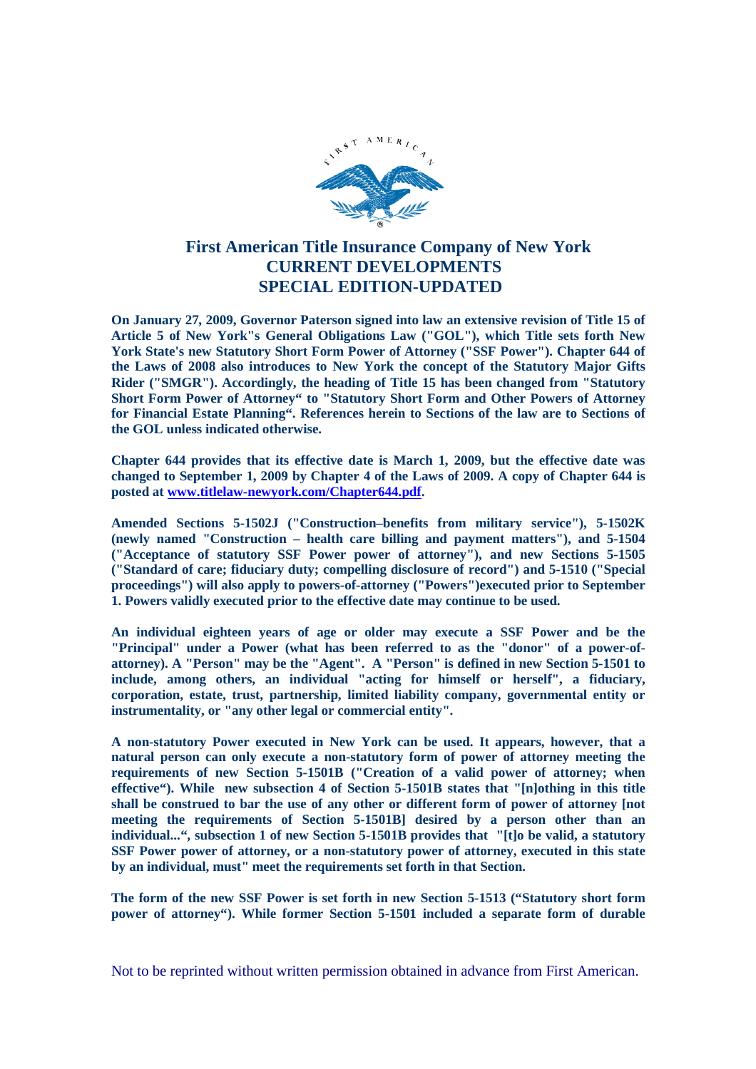# First American Title Insurance Company of New York
## CURRENT DEVELOPMENTS
## SPECIAL EDITION-UPDATED

**On January 27, 2009, Governor Paterson signed into law an extensive revision of Title 15 of Article 5 of New York"s General Obligations Law ("GOL"), which Title sets forth New York State's new Statutory Short Form Power of Attorney ("SSF Power"). Chapter 644 of the Laws of 2008 also introduces to New York the concept of the Statutory Major Gifts Rider ("SMGR"). Accordingly, the heading of Title 15 has been changed from "Statutory Short Form Power of Attorney" to "Statutory Short Form and Other Powers of Attorney for Financial Estate Planning". References herein to Sections of the law are to Sections of the GOL unless indicated otherwise.**

**Chapter 644 provides that its effective date is March 1, 2009, but the effective date was changed to September 1, 2009 by Chapter 4 of the Laws of 2009. A copy of Chapter 644 is posted at www.titlelaw-newyork.com/Chapter644.pdf.**

**Amended Sections 5-1502J ("Construction–benefits from military service"), 5-1502K (newly named "Construction – health care billing and payment matters"), and 5-1504 ("Acceptance of statutory SSF Power power of attorney"), and new Sections 5-1505 ("Standard of care; fiduciary duty; compelling disclosure of record") and 5-1510 ("Special proceedings") will also apply to powers-of-attorney ("Powers")executed prior to September 1. Powers validly executed prior to the effective date may continue to be used.**

**An individual eighteen years of age or older may execute a SSF Power and be the "Principal" under a Power (what has been referred to as the "donor" of a power-of-attorney). A "Person" may be the "Agent". A "Person" is defined in new Section 5-1501 to include, among others, an individual "acting for himself or herself", a fiduciary, corporation, estate, trust, partnership, limited liability company, governmental entity or instrumentality, or "any other legal or commercial entity".**

**A non-statutory Power executed in New York can be used. It appears, however, that a natural person can only execute a non-statutory form of power of attorney meeting the requirements of new Section 5-1501B ("Creation of a valid power of attorney; when effective"). While new subsection 4 of Section 5-1501B states that "[n]othing in this title shall be construed to bar the use of any other or different form of power of attorney [not meeting the requirements of Section 5-1501B] desired by a person other than an individual...", subsection 1 of new Section 5-1501B provides that "[t]o be valid, a statutory SSF Power power of attorney, or a non-statutory power of attorney, executed in this state by an individual, must" meet the requirements set forth in that Section.**

**The form of the new SSF Power is set forth in new Section 5-1513 ("Statutory short form power of attorney"). While former Section 5-1501 included a separate form of durable**

Not to be reprinted without written permission obtained in advance from First American.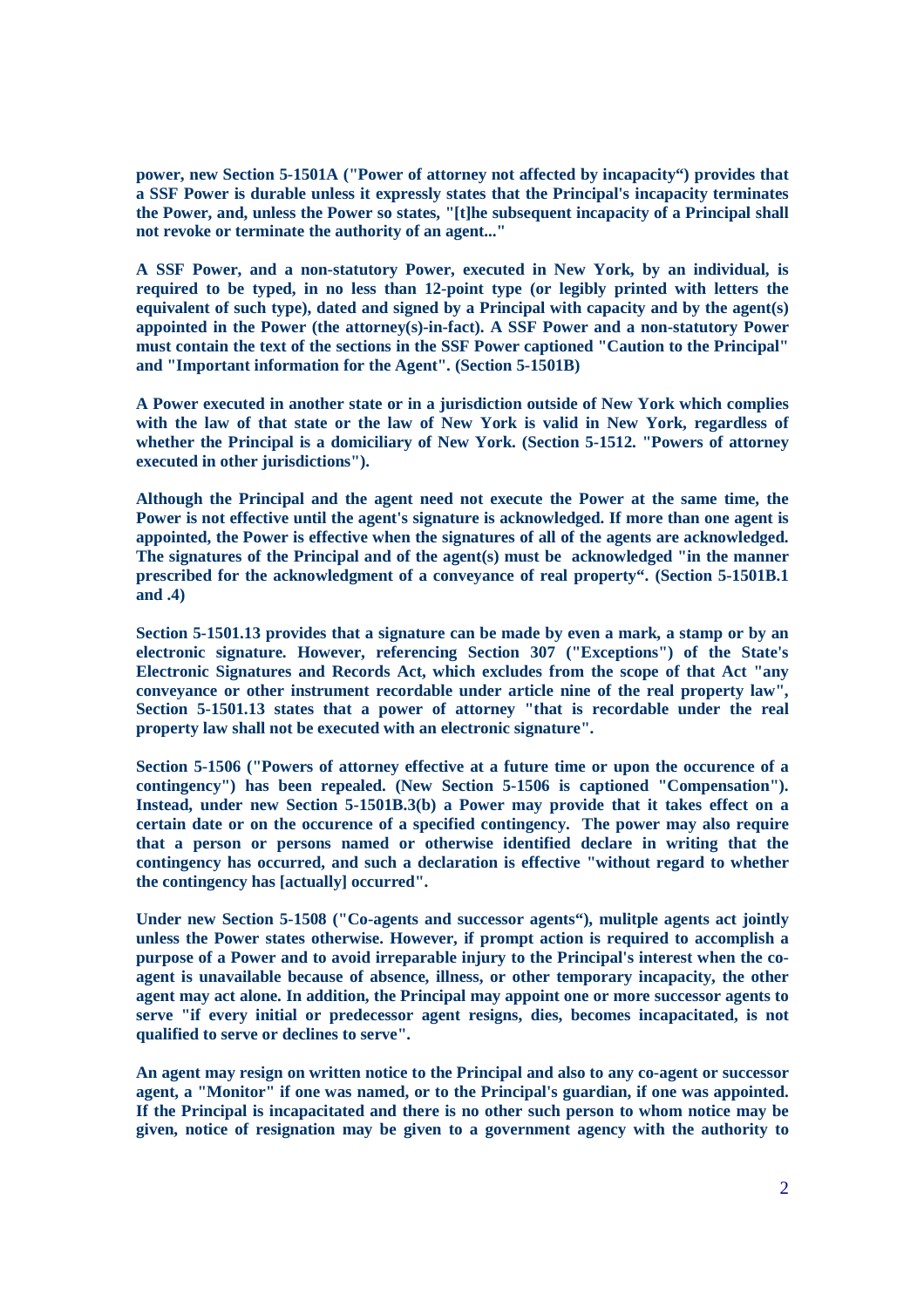**power, new Section 5-1501A ("Power of attorney not affected by incapacity") provides that a SSF Power is durable unless it expressly states that the Principal's incapacity terminates the Power, and, unless the Power so states, "[t]he subsequent incapacity of a Principal shall not revoke or terminate the authority of an agent..."**

**A SSF Power, and a non-statutory Power, executed in New York, by an individual, is required to be typed, in no less than 12-point type (or legibly printed with letters the equivalent of such type), dated and signed by a Principal with capacity and by the agent(s) appointed in the Power (the attorney(s)-in-fact). A SSF Power and a non-statutory Power must contain the text of the sections in the SSF Power captioned "Caution to the Principal" and "Important information for the Agent". (Section 5-1501B)**

**A Power executed in another state or in a jurisdiction outside of New York which complies with the law of that state or the law of New York is valid in New York, regardless of whether the Principal is a domiciliary of New York. (Section 5-1512. "Powers of attorney executed in other jurisdictions").**

**Although the Principal and the agent need not execute the Power at the same time, the Power is not effective until the agent's signature is acknowledged. If more than one agent is appointed, the Power is effective when the signatures of all of the agents are acknowledged. The signatures of the Principal and of the agent(s) must be acknowledged "in the manner prescribed for the acknowledgment of a conveyance of real property". (Section 5-1501B.1 and .4)**

**Section 5-1501.13 provides that a signature can be made by even a mark, a stamp or by an electronic signature. However, referencing Section 307 ("Exceptions") of the State's Electronic Signatures and Records Act, which excludes from the scope of that Act "any conveyance or other instrument recordable under article nine of the real property law", Section 5-1501.13 states that a power of attorney "that is recordable under the real property law shall not be executed with an electronic signature".**

**Section 5-1506 ("Powers of attorney effective at a future time or upon the occurence of a contingency") has been repealed. (New Section 5-1506 is captioned "Compensation"). Instead, under new Section 5-1501B.3(b) a Power may provide that it takes effect on a certain date or on the occurence of a specified contingency. The power may also require that a person or persons named or otherwise identified declare in writing that the contingency has occurred, and such a declaration is effective "without regard to whether the contingency has [actually] occurred".**

**Under new Section 5-1508 ("Co-agents and successor agents"), mulitple agents act jointly unless the Power states otherwise. However, if prompt action is required to accomplish a purpose of a Power and to avoid irreparable injury to the Principal's interest when the co-agent is unavailable because of absence, illness, or other temporary incapacity, the other agent may act alone. In addition, the Principal may appoint one or more successor agents to serve "if every initial or predecessor agent resigns, dies, becomes incapacitated, is not qualified to serve or declines to serve".**

**An agent may resign on written notice to the Principal and also to any co-agent or successor agent, a "Monitor" if one was named, or to the Principal's guardian, if one was appointed. If the Principal is incapacitated and there is no other such person to whom notice may be given, notice of resignation may be given to a government agency with the authority to**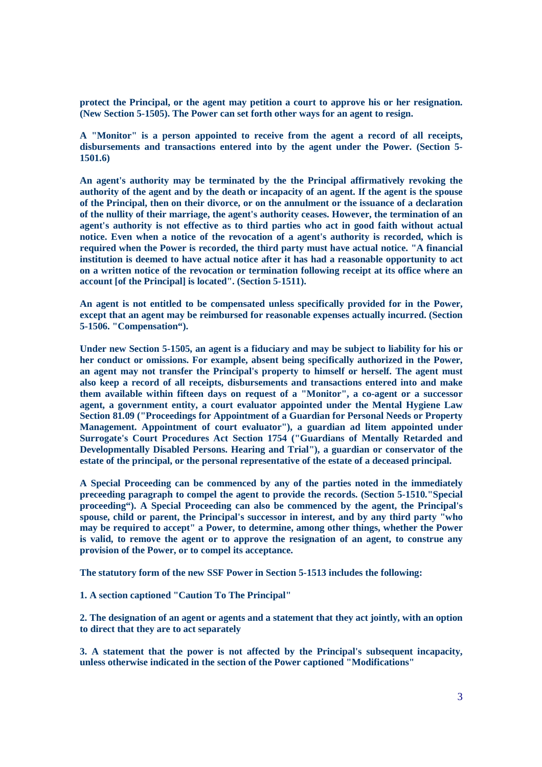**protect the Principal, or the agent may petition a court to approve his or her resignation. (New Section 5-1505). The Power can set forth other ways for an agent to resign.**

**A "Monitor" is a person appointed to receive from the agent a record of all receipts, disbursements and transactions entered into by the agent under the Power. (Section 5-1501.6)**

**An agent's authority may be terminated by the the Principal affirmatively revoking the authority of the agent and by the death or incapacity of an agent. If the agent is the spouse of the Principal, then on their divorce, or on the annulment or the issuance of a declaration of the nullity of their marriage, the agent's authority ceases. However, the termination of an agent's authority is not effective as to third parties who act in good faith without actual notice. Even when a notice of the revocation of a agent's authority is recorded, which is required when the Power is recorded, the third party must have actual notice. "A financial institution is deemed to have actual notice after it has had a reasonable opportunity to act on a written notice of the revocation or termination following receipt at its office where an account [of the Principal] is located". (Section 5-1511).**

**An agent is not entitled to be compensated unless specifically provided for in the Power, except that an agent may be reimbursed for reasonable expenses actually incurred. (Section 5-1506. "Compensation").**

**Under new Section 5-1505, an agent is a fiduciary and may be subject to liability for his or her conduct or omissions. For example, absent being specifically authorized in the Power, an agent may not transfer the Principal's property to himself or herself. The agent must also keep a record of all receipts, disbursements and transactions entered into and make them available within fifteen days on request of a "Monitor", a co-agent or a successor agent, a government entity, a court evaluator appointed under the Mental Hygiene Law Section 81.09 ("Proceedings for Appointment of a Guardian for Personal Needs or Property Management. Appointment of court evaluator"), a guardian ad litem appointed under Surrogate's Court Procedures Act Section 1754 ("Guardians of Mentally Retarded and Developmentally Disabled Persons. Hearing and Trial"), a guardian or conservator of the estate of the principal, or the personal representative of the estate of a deceased principal.**

**A Special Proceeding can be commenced by any of the parties noted in the immediately preceeding paragraph to compel the agent to provide the records. (Section 5-1510."Special proceeding"). A Special Proceeding can also be commenced by the agent, the Principal's spouse, child or parent, the Principal's successor in interest, and by any third party "who may be required to accept" a Power, to determine, among other things, whether the Power is valid, to remove the agent or to approve the resignation of an agent, to construe any provision of the Power, or to compel its acceptance.**

**The statutory form of the new SSF Power in Section 5-1513 includes the following:**

**1. A section captioned "Caution To The Principal"**

**2. The designation of an agent or agents and a statement that they act jointly, with an option to direct that they are to act separately**

**3. A statement that the power is not affected by the Principal's subsequent incapacity, unless otherwise indicated in the section of the Power captioned "Modifications"**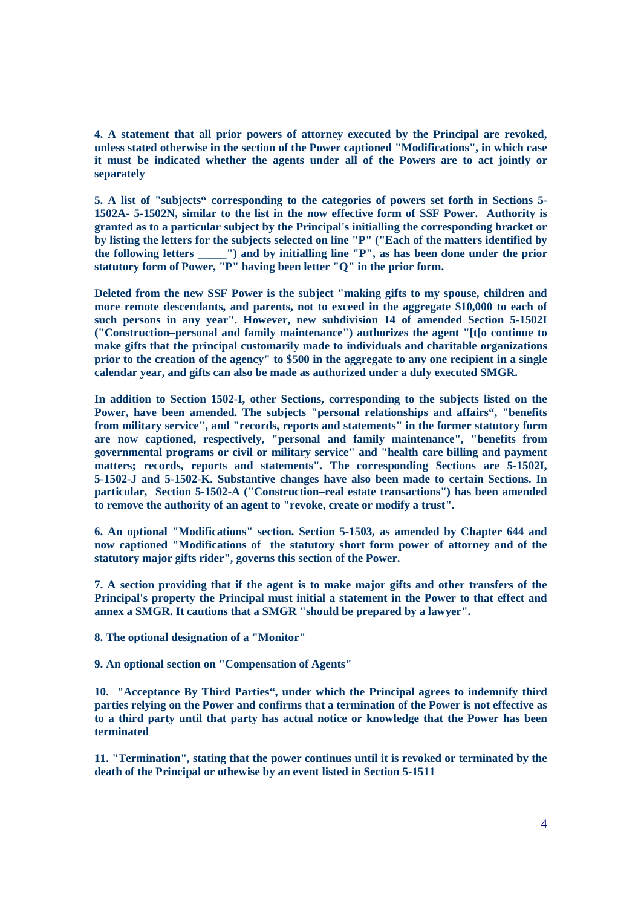**4. A statement that all prior powers of attorney executed by the Principal are revoked, unless stated otherwise in the section of the Power captioned "Modifications", in which case it must be indicated whether the agents under all of the Powers are to act jointly or separately**

**5. A list of "subjects“ corresponding to the categories of powers set forth in Sections 5-1502A- 5-1502N, similar to the list in the now effective form of SSF Power. Authority is granted as to a particular subject by the Principal's initialling the corresponding bracket or by listing the letters for the subjects selected on line "P" ("Each of the matters identified by the following letters _____") and by initialling line "P", as has been done under the prior statutory form of Power, "P" having been letter "Q" in the prior form.**

**Deleted from the new SSF Power is the subject "making gifts to my spouse, children and more remote descendants, and parents, not to exceed in the aggregate $10,000 to each of such persons in any year". However, new subdivision 14 of amended Section 5-1502I ("Construction–personal and family maintenance") authorizes the agent "[t[o continue to make gifts that the principal customarily made to individuals and charitable organizations prior to the creation of the agency" to $500 in the aggregate to any one recipient in a single calendar year, and gifts can also be made as authorized under a duly executed SMGR.**

**In addition to Section 1502-I, other Sections, corresponding to the subjects listed on the Power, have been amended. The subjects "personal relationships and affairs“, "benefits from military service", and "records, reports and statements" in the former statutory form are now captioned, respectively, "personal and family maintenance", "benefits from governmental programs or civil or military service" and "health care billing and payment matters; records, reports and statements". The corresponding Sections are 5-1502I, 5-1502-J and 5-1502-K. Substantive changes have also been made to certain Sections. In particular, Section 5-1502-A ("Construction–real estate transactions") has been amended to remove the authority of an agent to "revoke, create or modify a trust".**

**6. An optional "Modifications" section. Section 5-1503, as amended by Chapter 644 and now captioned "Modifications of the statutory short form power of attorney and of the statutory major gifts rider", governs this section of the Power.**

**7. A section providing that if the agent is to make major gifts and other transfers of the Principal's property the Principal must initial a statement in the Power to that effect and annex a SMGR. It cautions that a SMGR "should be prepared by a lawyer".**

**8. The optional designation of a "Monitor"**

**9. An optional section on "Compensation of Agents"**

**10. "Acceptance By Third Parties“, under which the Principal agrees to indemnify third parties relying on the Power and confirms that a termination of the Power is not effective as to a third party until that party has actual notice or knowledge that the Power has been terminated**

**11. "Termination", stating that the power continues until it is revoked or terminated by the death of the Principal or othewise by an event listed in Section 5-1511**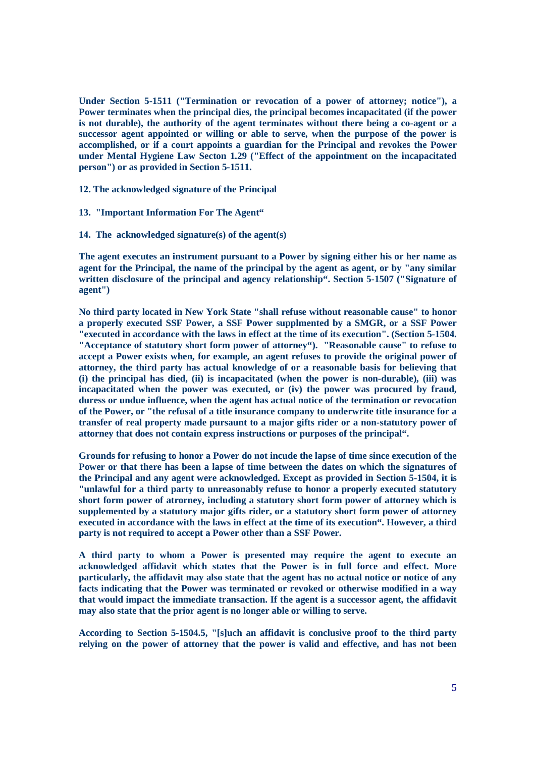**Under Section 5-1511 ("Termination or revocation of a power of attorney; notice"), a Power terminates when the principal dies, the principal becomes incapacitated (if the power is not durable), the authority of the agent terminates without there being a co-agent or a successor agent appointed or willing or able to serve, when the purpose of the power is accomplished, or if a court appoints a guardian for the Principal and revokes the Power under Mental Hygiene Law Secton 1.29 ("Effect of the appointment on the incapacitated person") or as provided in Section 5-1511.**

**12. The acknowledged signature of the Principal**

**13. "Important Information For The Agent“**

**14. The acknowledged signature(s) of the agent(s)**

**The agent executes an instrument pursuant to a Power by signing either his or her name as agent for the Principal, the name of the principal by the agent as agent, or by "any similar written disclosure of the principal and agency relationship“. Section 5-1507 ("Signature of agent")**

**No third party located in New York State "shall refuse without reasonable cause" to honor a properly executed SSF Power, a SSF Power supplmented by a SMGR, or a SSF Power "executed in accordance with the laws in effect at the time of its execution". (Section 5-1504. "Acceptance of statutory short form power of attorney“). "Reasonable cause" to refuse to accept a Power exists when, for example, an agent refuses to provide the original power of attorney, the third party has actual knowledge of or a reasonable basis for believing that (i) the principal has died, (ii) is incapacitated (when the power is non-durable), (iii) was incapacitated when the power was executed, or (iv) the power was procured by fraud, duress or undue influence, when the agent has actual notice of the termination or revocation of the Power, or "the refusal of a title insurance company to underwrite title insurance for a transfer of real property made pursuant to a major gifts rider or a non-statutory power of attorney that does not contain express instructions or purposes of the principal“.**

**Grounds for refusing to honor a Power do not incude the lapse of time since execution of the Power or that there has been a lapse of time between the dates on which the signatures of the Principal and any agent were acknowledged. Except as provided in Section 5-1504, it is "unlawful for a third party to unreasonably refuse to honor a properly executed statutory short form power of atrorney, including a statutory short form power of attorney which is supplemented by a statutory major gifts rider, or a statutory short form power of attorney executed in accordance with the laws in effect at the time of its execution“. However, a third party is not required to accept a Power other than a SSF Power.**

**A third party to whom a Power is presented may require the agent to execute an acknowledged affidavit which states that the Power is in full force and effect. More particularly, the affidavit may also state that the agent has no actual notice or notice of any facts indicating that the Power was terminated or revoked or otherwise modified in a way that would impact the immediate transaction. If the agent is a successor agent, the affidavit may also state that the prior agent is no longer able or willing to serve.**

**According to Section 5-1504.5, "[s]uch an affidavit is conclusive proof to the third party relying on the power of attorney that the power is valid and effective, and has not been**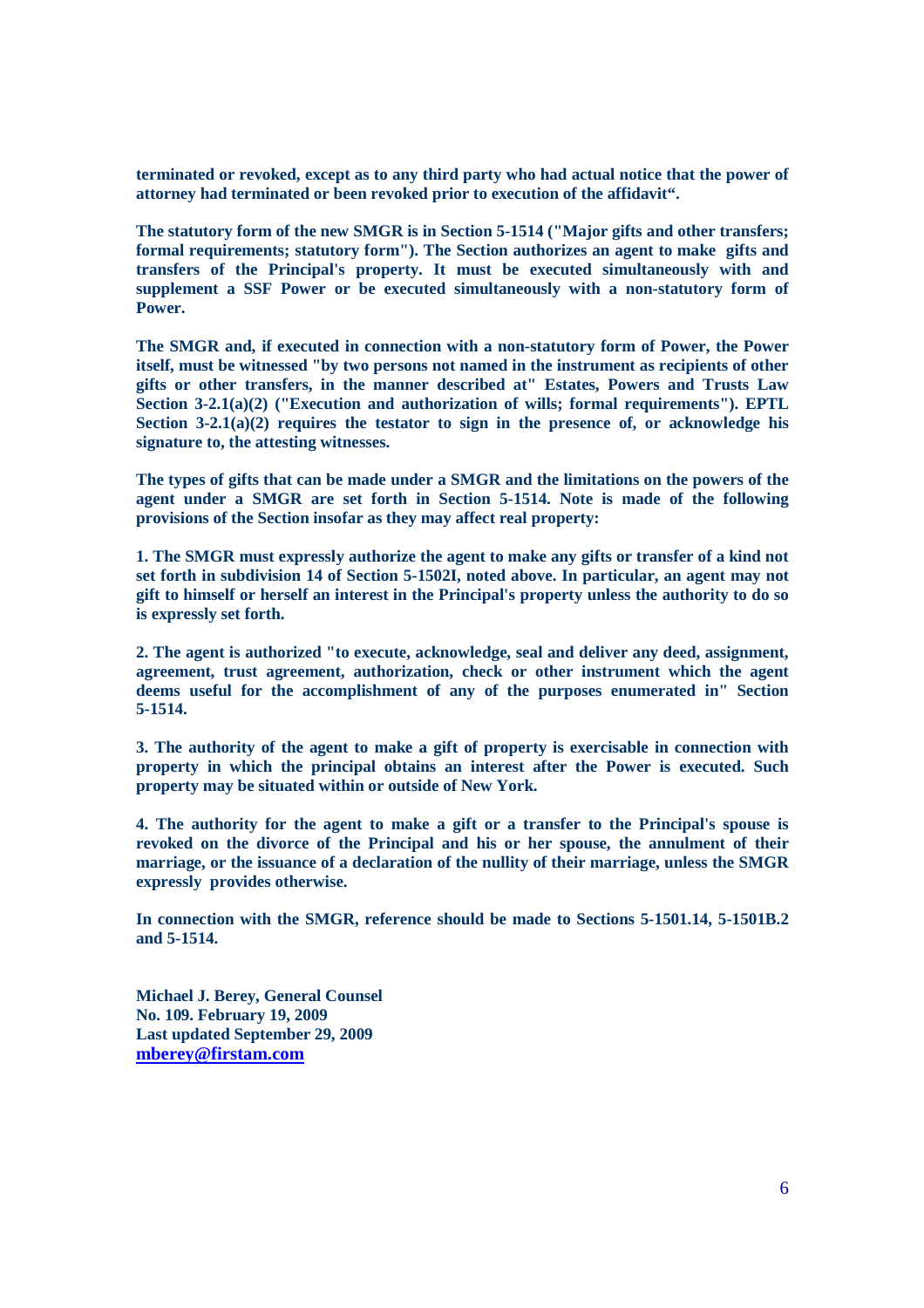**terminated or revoked, except as to any third party who had actual notice that the power of attorney had terminated or been revoked prior to execution of the affidavit".**

**The statutory form of the new SMGR is in Section 5-1514 ("Major gifts and other transfers; formal requirements; statutory form"). The Section authorizes an agent to make gifts and transfers of the Principal's property. It must be executed simultaneously with and supplement a SSF Power or be executed simultaneously with a non-statutory form of Power.**

**The SMGR and, if executed in connection with a non-statutory form of Power, the Power itself, must be witnessed "by two persons not named in the instrument as recipients of other gifts or other transfers, in the manner described at" Estates, Powers and Trusts Law Section 3-2.1(a)(2) ("Execution and authorization of wills; formal requirements"). EPTL Section 3-2.1(a)(2) requires the testator to sign in the presence of, or acknowledge his signature to, the attesting witnesses.**

**The types of gifts that can be made under a SMGR and the limitations on the powers of the agent under a SMGR are set forth in Section 5-1514. Note is made of the following provisions of the Section insofar as they may affect real property:**

**1. The SMGR must expressly authorize the agent to make any gifts or transfer of a kind not set forth in subdivision 14 of Section 5-1502I, noted above. In particular, an agent may not gift to himself or herself an interest in the Principal's property unless the authority to do so is expressly set forth.**

**2. The agent is authorized "to execute, acknowledge, seal and deliver any deed, assignment, agreement, trust agreement, authorization, check or other instrument which the agent deems useful for the accomplishment of any of the purposes enumerated in" Section 5-1514.**

**3. The authority of the agent to make a gift of property is exercisable in connection with property in which the principal obtains an interest after the Power is executed. Such property may be situated within or outside of New York.**

**4. The authority for the agent to make a gift or a transfer to the Principal's spouse is revoked on the divorce of the Principal and his or her spouse, the annulment of their marriage, or the issuance of a declaration of the nullity of their marriage, unless the SMGR expressly provides otherwise.**

**In connection with the SMGR, reference should be made to Sections 5-1501.14, 5-1501B.2 and 5-1514.**

**Michael J. Berey, General Counsel**
**No. 109. February 19, 2009**
**Last updated September 29, 2009**
**mberey@firstam.com**